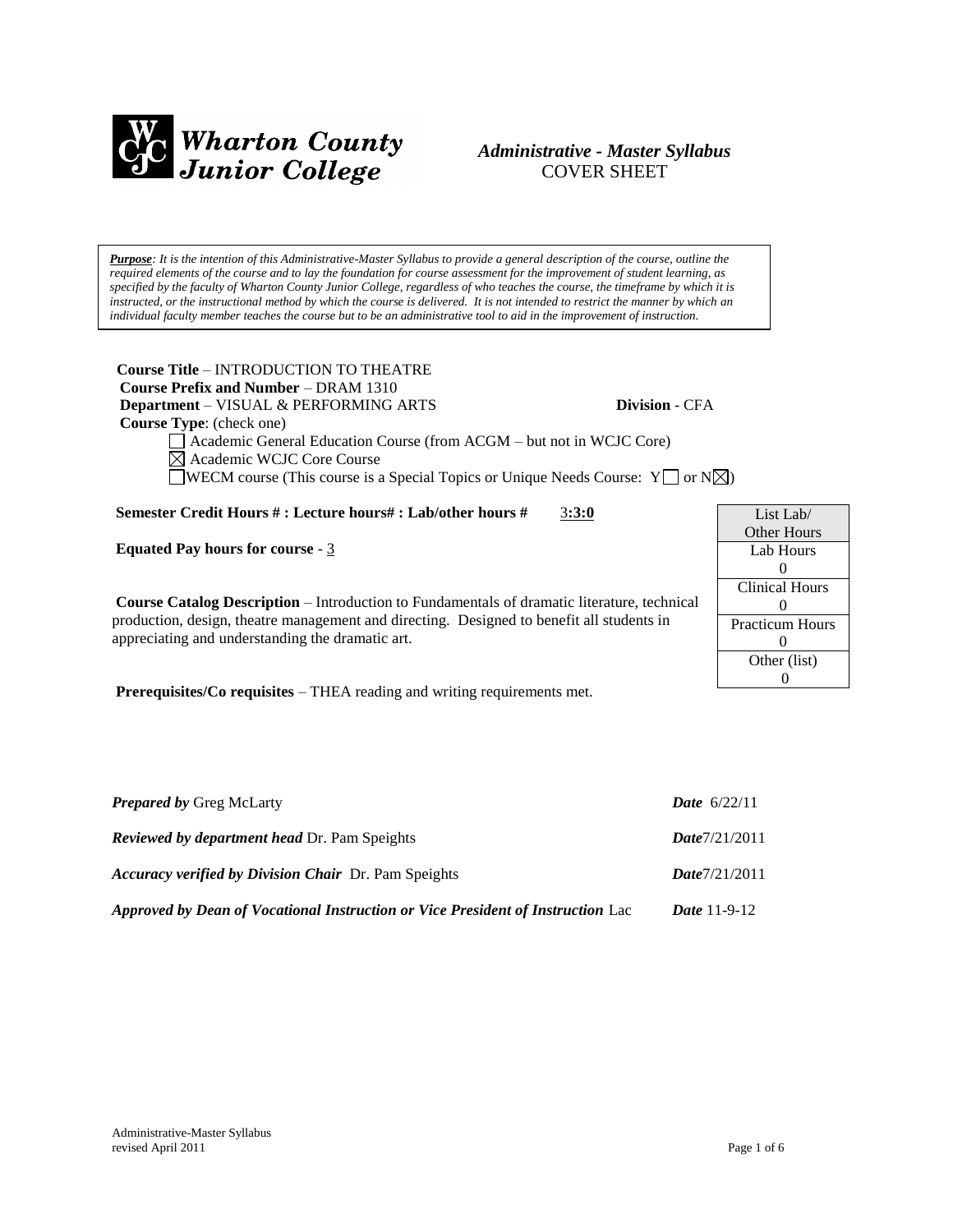**Wharton County Junior College**

# *Administrative - Master Syllabus*
COVER SHEET

***Purpose***: *It is the intention of this Administrative-Master Syllabus to provide a general description of the course, outline the required elements of the course and to lay the foundation for course assessment for the improvement of student learning, as specified by the faculty of Wharton County Junior College, regardless of who teaches the course, the timeframe by which it is instructed, or the instructional method by which the course is delivered. It is not intended to restrict the manner by which an individual faculty member teaches the course but to be an administrative tool to aid in the improvement of instruction.*

**Course Title** – INTRODUCTION TO THEATRE
**Course Prefix and Number** – DRAM 1310
**Department** – VISUAL & PERFORMING ARTS **Division** - CFA
**Course Type**: (check one)

- ☐ Academic General Education Course (from ACGM – but not in WCJC Core)
- ☒ Academic WCJC Core Course
- ☐ WECM course (This course is a Special Topics or Unique Needs Course: Y☐ or N☒)

**Semester Credit Hours # : Lecture hours# : Lab/other hours #** 3**:3:0**

**Equated Pay hours for course** - 3

| List Lab/ Other Hours |
|---|
| Lab Hours 0 |
| Clinical Hours 0 |
| Practicum Hours 0 |
| Other (list) 0 |

**Course Catalog Description** – Introduction to Fundamentals of dramatic literature, technical production, design, theatre management and directing. Designed to benefit all students in appreciating and understanding the dramatic art.

**Prerequisites/Co requisites** – THEA reading and writing requirements met.

***Prepared by*** Greg McLarty ***Date*** 6/22/11

***Reviewed by department head*** Dr. Pam Speights ***Date***7/21/2011

***Accuracy verified by Division Chair*** Dr. Pam Speights ***Date***7/21/2011

***Approved by Dean of Vocational Instruction or Vice President of Instruction*** Lac ***Date*** 11-9-12

Administrative-Master Syllabus
revised April 2011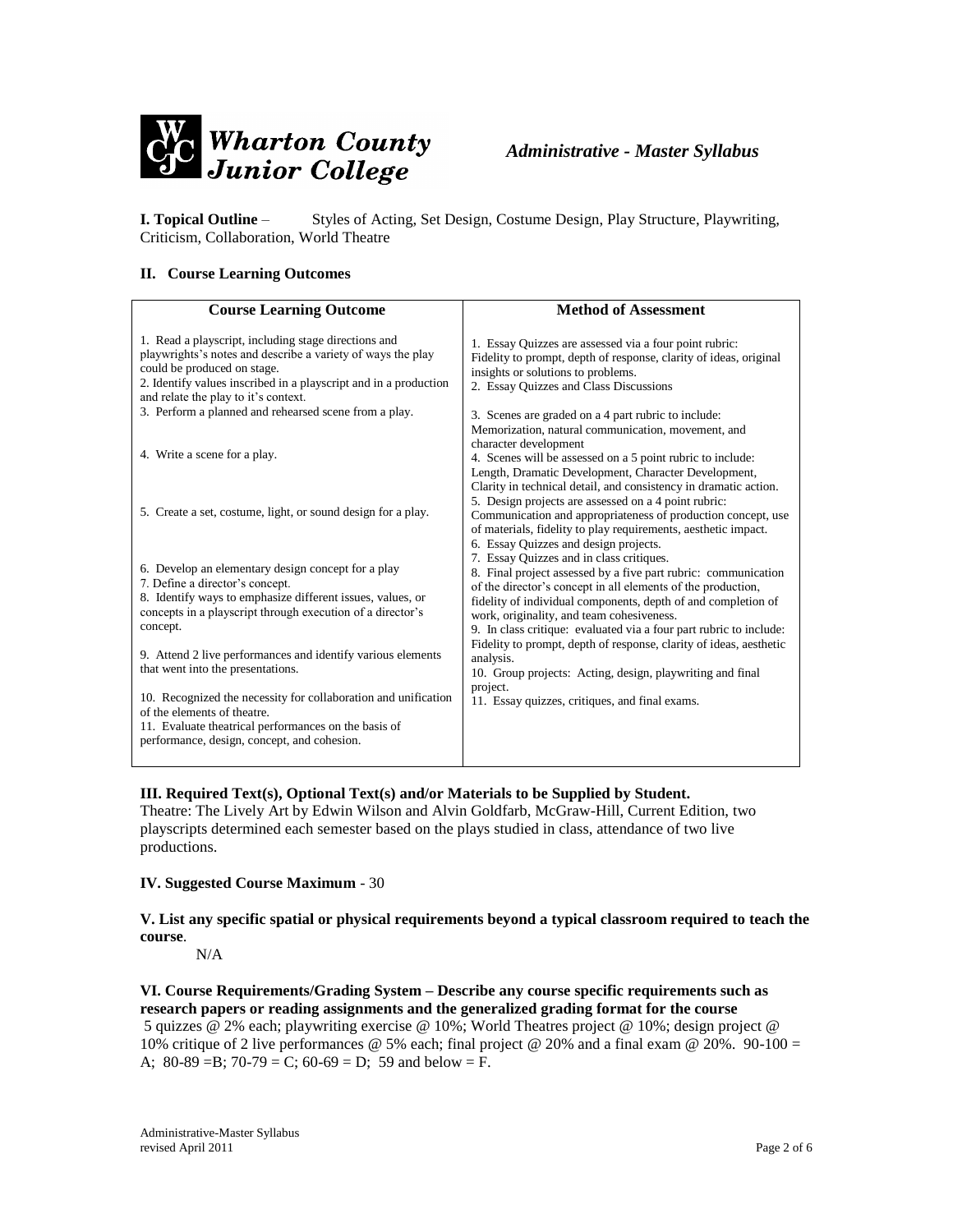**Wharton County Junior College** *Administrative - Master Syllabus*

**I. Topical Outline** – Styles of Acting, Set Design, Costume Design, Play Structure, Playwriting, Criticism, Collaboration, World Theatre

**II. Course Learning Outcomes**

| Course Learning Outcome | Method of Assessment |
|---|---|
| 1. Read a playscript, including stage directions and playwrights's notes and describe a variety of ways the play could be produced on stage.<br>2. Identify values inscribed in a playscript and in a production and relate the play to it's context.<br>3. Perform a planned and rehearsed scene from a play.<br><br>4. Write a scene for a play.<br><br>5. Create a set, costume, light, or sound design for a play.<br><br>6. Develop an elementary design concept for a play<br>7. Define a director's concept.<br>8. Identify ways to emphasize different issues, values, or concepts in a playscript through execution of a director's concept.<br><br>9. Attend 2 live performances and identify various elements that went into the presentations.<br><br>10. Recognized the necessity for collaboration and unification of the elements of theatre.<br>11. Evaluate theatrical performances on the basis of performance, design, concept, and cohesion. | 1. Essay Quizzes are assessed via a four point rubric: Fidelity to prompt, depth of response, clarity of ideas, original insights or solutions to problems.<br>2. Essay Quizzes and Class Discussions<br><br>3. Scenes are graded on a 4 part rubric to include: Memorization, natural communication, movement, and character development<br>4. Scenes will be assessed on a 5 point rubric to include: Length, Dramatic Development, Character Development, Clarity in technical detail, and consistency in dramatic action.<br>5. Design projects are assessed on a 4 point rubric: Communication and appropriateness of production concept, use of materials, fidelity to play requirements, aesthetic impact.<br>6. Essay Quizzes and design projects.<br>7. Essay Quizzes and in class critiques.<br>8. Final project assessed by a five part rubric: communication of the director's concept in all elements of the production, fidelity of individual components, depth of and completion of work, originality, and team cohesiveness.<br>9. In class critique: evaluated via a four part rubric to include: Fidelity to prompt, depth of response, clarity of ideas, aesthetic analysis.<br>10. Group projects: Acting, design, playwriting and final project.<br>11. Essay quizzes, critiques, and final exams. |

**III. Required Text(s), Optional Text(s) and/or Materials to be Supplied by Student.**
Theatre: The Lively Art by Edwin Wilson and Alvin Goldfarb, McGraw-Hill, Current Edition, two playscripts determined each semester based on the plays studied in class, attendance of two live productions.

**IV. Suggested Course Maximum** - 30

**V. List any specific spatial or physical requirements beyond a typical classroom required to teach the course**.

N/A

**VI. Course Requirements/Grading System – Describe any course specific requirements such as research papers or reading assignments and the generalized grading format for the course**
5 quizzes @ 2% each; playwriting exercise @ 10%; World Theatres project @ 10%; design project @ 10% critique of 2 live performances @ 5% each; final project @ 20% and a final exam @ 20%. 90-100 = A; 80-89 =B; 70-79 = C; 60-69 = D; 59 and below = F.

Administrative-Master Syllabus
revised April 2011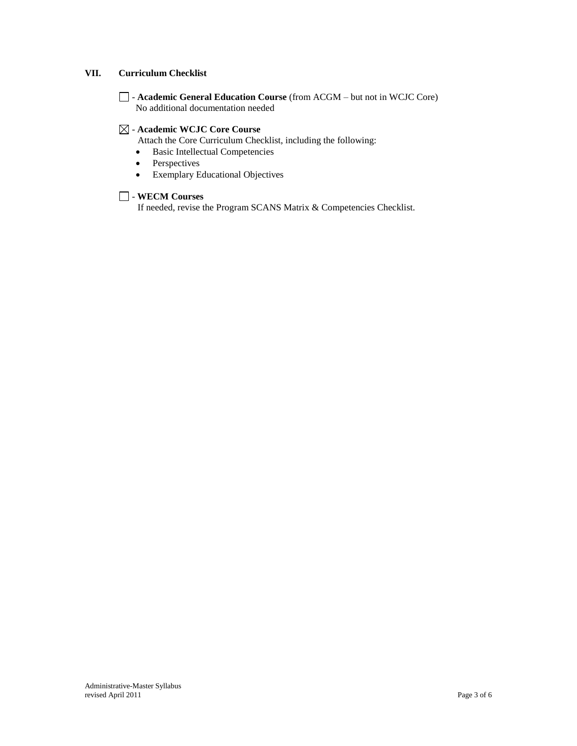## VII. Curriculum Checklist

☐ - **Academic General Education Course** (from ACGM – but not in WCJC Core)
No additional documentation needed

☒ - **Academic WCJC Core Course**
Attach the Core Curriculum Checklist, including the following:

- Basic Intellectual Competencies
- Perspectives
- Exemplary Educational Objectives

☐ - **WECM Courses**
If needed, revise the Program SCANS Matrix & Competencies Checklist.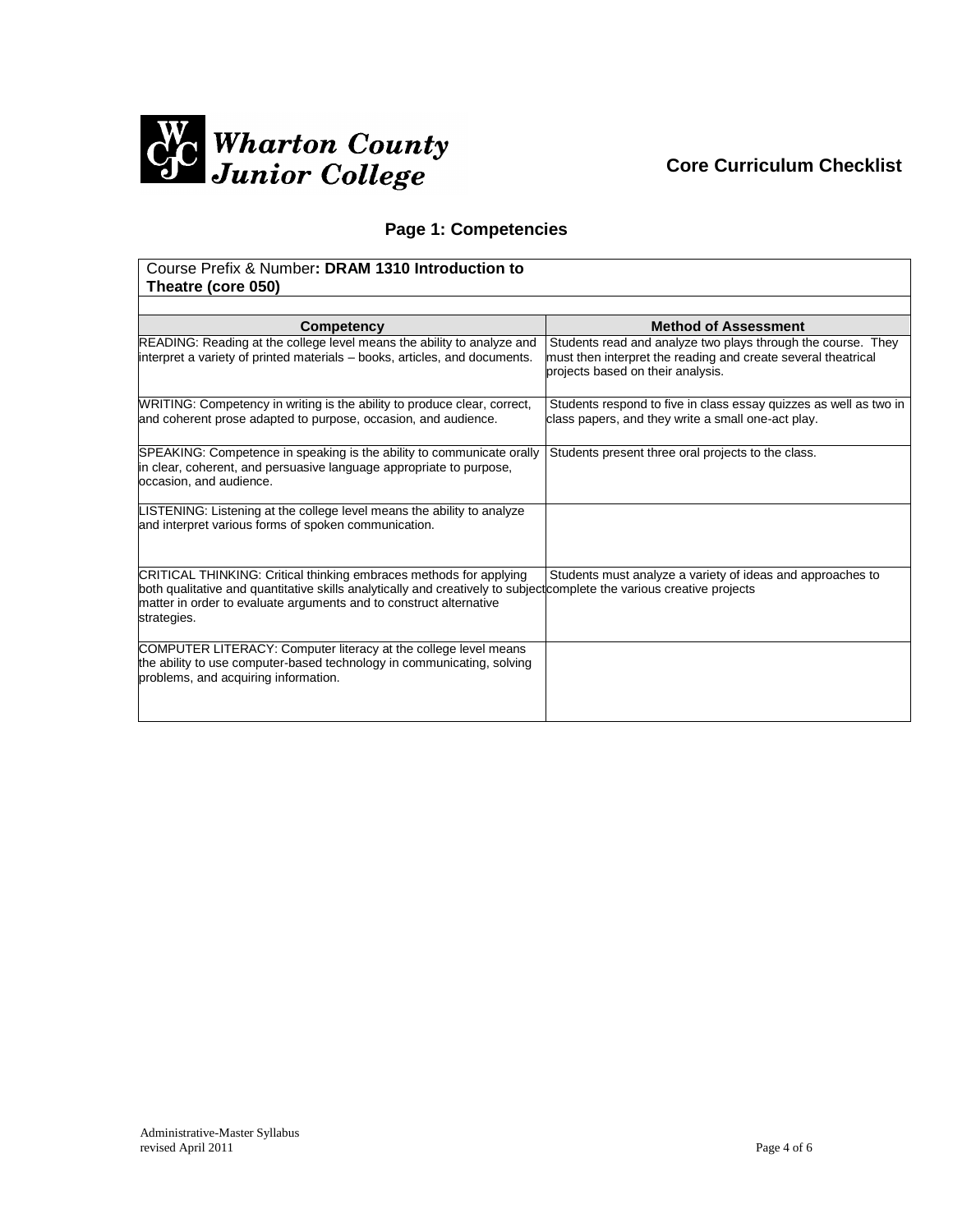**Wharton County Junior College**

## Core Curriculum Checklist

### Page 1: Competencies

| Course Prefix & Number: **DRAM 1310 Introduction to Theatre (core 050)** | |
|---|---|
| **Competency** | **Method of Assessment** |
| READING: Reading at the college level means the ability to analyze and interpret a variety of printed materials – books, articles, and documents. | Students read and analyze two plays through the course. They must then interpret the reading and create several theatrical projects based on their analysis. |
| WRITING: Competency in writing is the ability to produce clear, correct, and coherent prose adapted to purpose, occasion, and audience. | Students respond to five in class essay quizzes as well as two in class papers, and they write a small one-act play. |
| SPEAKING: Competence in speaking is the ability to communicate orally in clear, coherent, and persuasive language appropriate to purpose, occasion, and audience. | Students present three oral projects to the class. |
| LISTENING: Listening at the college level means the ability to analyze and interpret various forms of spoken communication. | |
| CRITICAL THINKING: Critical thinking embraces methods for applying both qualitative and quantitative skills analytically and creatively to subject matter in order to evaluate arguments and to construct alternative strategies. | Students must analyze a variety of ideas and approaches to complete the various creative projects |
| COMPUTER LITERACY: Computer literacy at the college level means the ability to use computer-based technology in communicating, solving problems, and acquiring information. | |

Administrative-Master Syllabus
revised April 2011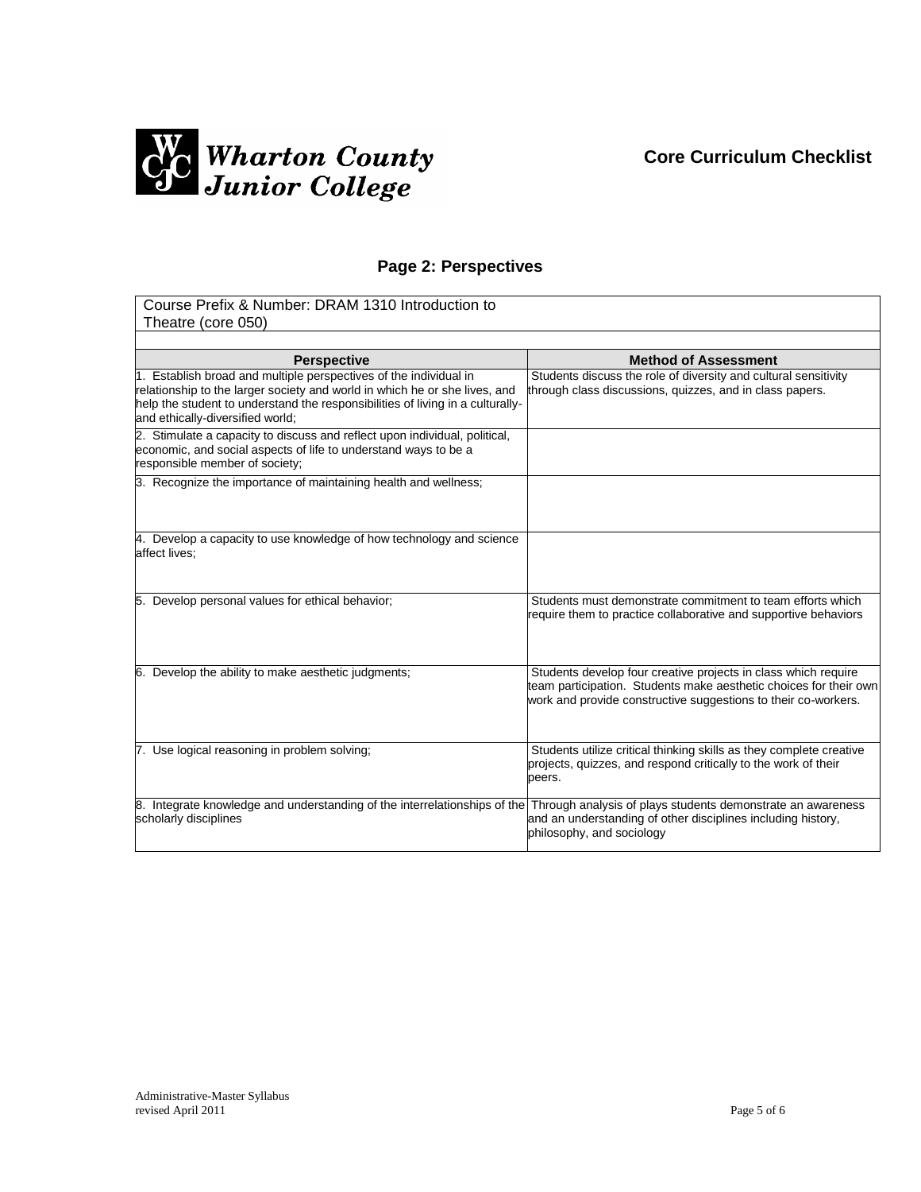**Wharton County Junior College**

**Core Curriculum Checklist**

## Page 2: Perspectives

| Course Prefix & Number: DRAM 1310 Introduction to Theatre (core 050) | |
|---|---|
| **Perspective** | **Method of Assessment** |
| 1. Establish broad and multiple perspectives of the individual in relationship to the larger society and world in which he or she lives, and help the student to understand the responsibilities of living in a culturally- and ethically-diversified world; | Students discuss the role of diversity and cultural sensitivity through class discussions, quizzes, and in class papers. |
| 2. Stimulate a capacity to discuss and reflect upon individual, political, economic, and social aspects of life to understand ways to be a responsible member of society; | |
| 3. Recognize the importance of maintaining health and wellness; | |
| 4. Develop a capacity to use knowledge of how technology and science affect lives; | |
| 5. Develop personal values for ethical behavior; | Students must demonstrate commitment to team efforts which require them to practice collaborative and supportive behaviors |
| 6. Develop the ability to make aesthetic judgments; | Students develop four creative projects in class which require team participation. Students make aesthetic choices for their own work and provide constructive suggestions to their co-workers. |
| 7. Use logical reasoning in problem solving; | Students utilize critical thinking skills as they complete creative projects, quizzes, and respond critically to the work of their peers. |
| 8. Integrate knowledge and understanding of the interrelationships of the scholarly disciplines | Through analysis of plays students demonstrate an awareness and an understanding of other disciplines including history, philosophy, and sociology |

Administrative-Master Syllabus
revised April 2011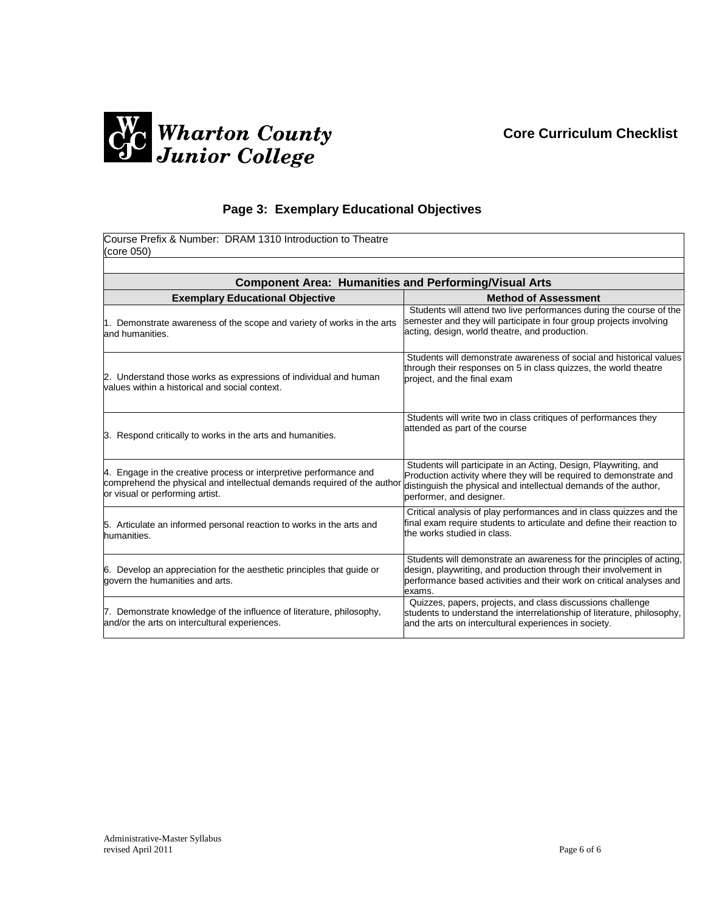Wharton County Junior College

**Core Curriculum Checklist**

## Page 3: Exemplary Educational Objectives

Course Prefix & Number: DRAM 1310 Introduction to Theatre (core 050)

| Component Area: Humanities and Performing/Visual Arts | |
|---|---|
| **Exemplary Educational Objective** | **Method of Assessment** |
| 1. Demonstrate awareness of the scope and variety of works in the arts and humanities. | Students will attend two live performances during the course of the semester and they will participate in four group projects involving acting, design, world theatre, and production. |
| 2. Understand those works as expressions of individual and human values within a historical and social context. | Students will demonstrate awareness of social and historical values through their responses on 5 in class quizzes, the world theatre project, and the final exam |
| 3. Respond critically to works in the arts and humanities. | Students will write two in class critiques of performances they attended as part of the course |
| 4. Engage in the creative process or interpretive performance and comprehend the physical and intellectual demands required of the author or visual or performing artist. | Students will participate in an Acting, Design, Playwriting, and Production activity where they will be required to demonstrate and distinguish the physical and intellectual demands of the author, performer, and designer. |
| 5. Articulate an informed personal reaction to works in the arts and humanities. | Critical analysis of play performances and in class quizzes and the final exam require students to articulate and define their reaction to the works studied in class. |
| 6. Develop an appreciation for the aesthetic principles that guide or govern the humanities and arts. | Students will demonstrate an awareness for the principles of acting, design, playwriting, and production through their involvement in performance based activities and their work on critical analyses and exams. |
| 7. Demonstrate knowledge of the influence of literature, philosophy, and/or the arts on intercultural experiences. | Quizzes, papers, projects, and class discussions challenge students to understand the interrelationship of literature, philosophy, and the arts on intercultural experiences in society. |

Administrative-Master Syllabus
revised April 2011